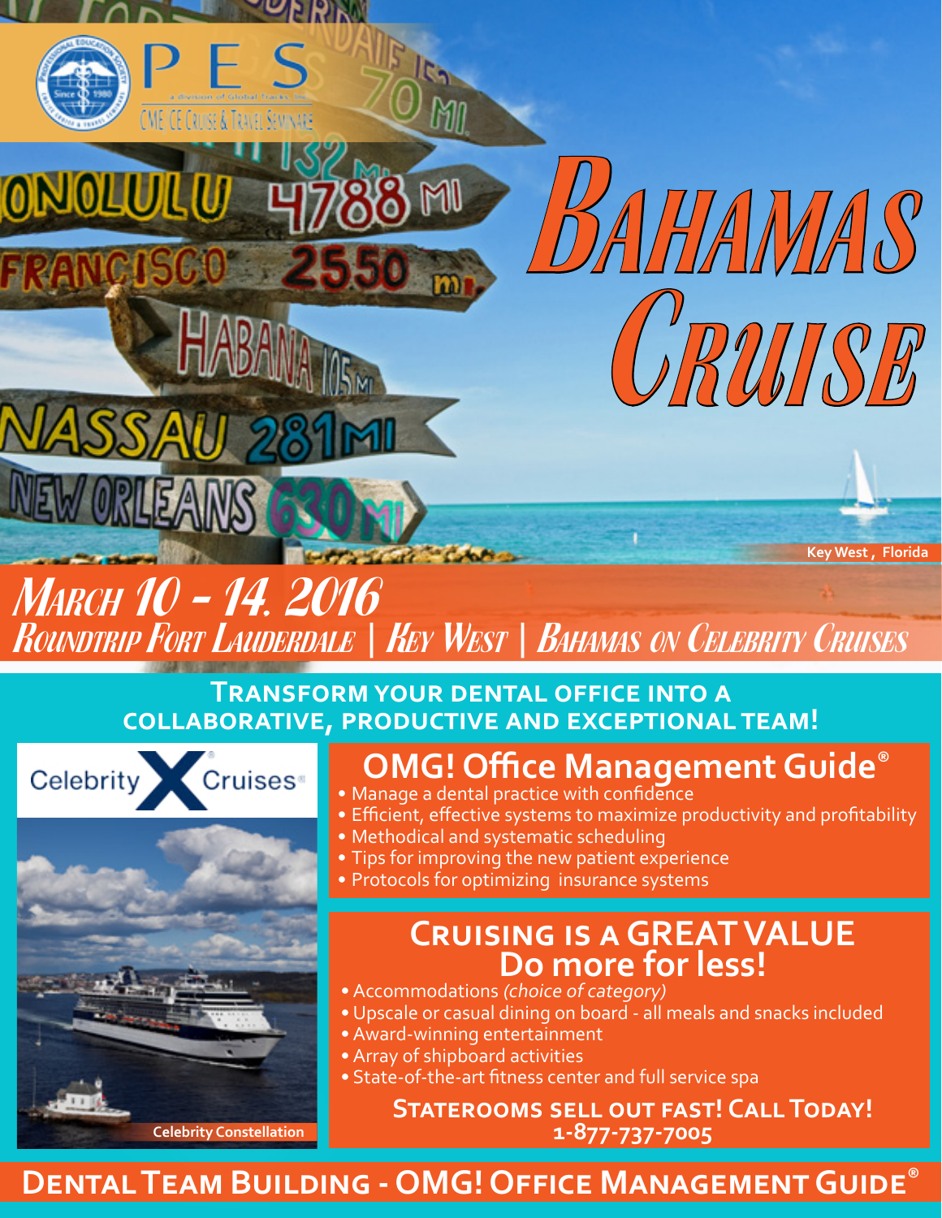PES

a division of Global Tracks, Inc.

CME/CE Cruise & Travel Seminars

# Bahamas Cruise

Key West, Florida

## March 10 - 14, 2016

### Roundtrip Fort Lauderdale | Key West | Bahamas on Celebrity Cruises

**Transform your dental office into a collaborative, productive and exceptional team!**

Celebrity Cruises

Celebrity Constellation

## OMG! Office Management Guide®

- Manage a dental practice with confidence
- Efficient, effective systems to maximize productivity and profitability
- Methodical and systematic scheduling
- Tips for improving the new patient experience
- Protocols for optimizing insurance systems

## Cruising is a GREAT VALUE Do more for less!

- Accommodations *(choice of category)*
- Upscale or casual dining on board - all meals and snacks included
- Award-winning entertainment
- Array of shipboard activities
- State-of-the-art fitness center and full service spa

**Staterooms sell out fast! Call Today! 1-877-737-7005**

**Dental Team Building - OMG! Office Management Guide®**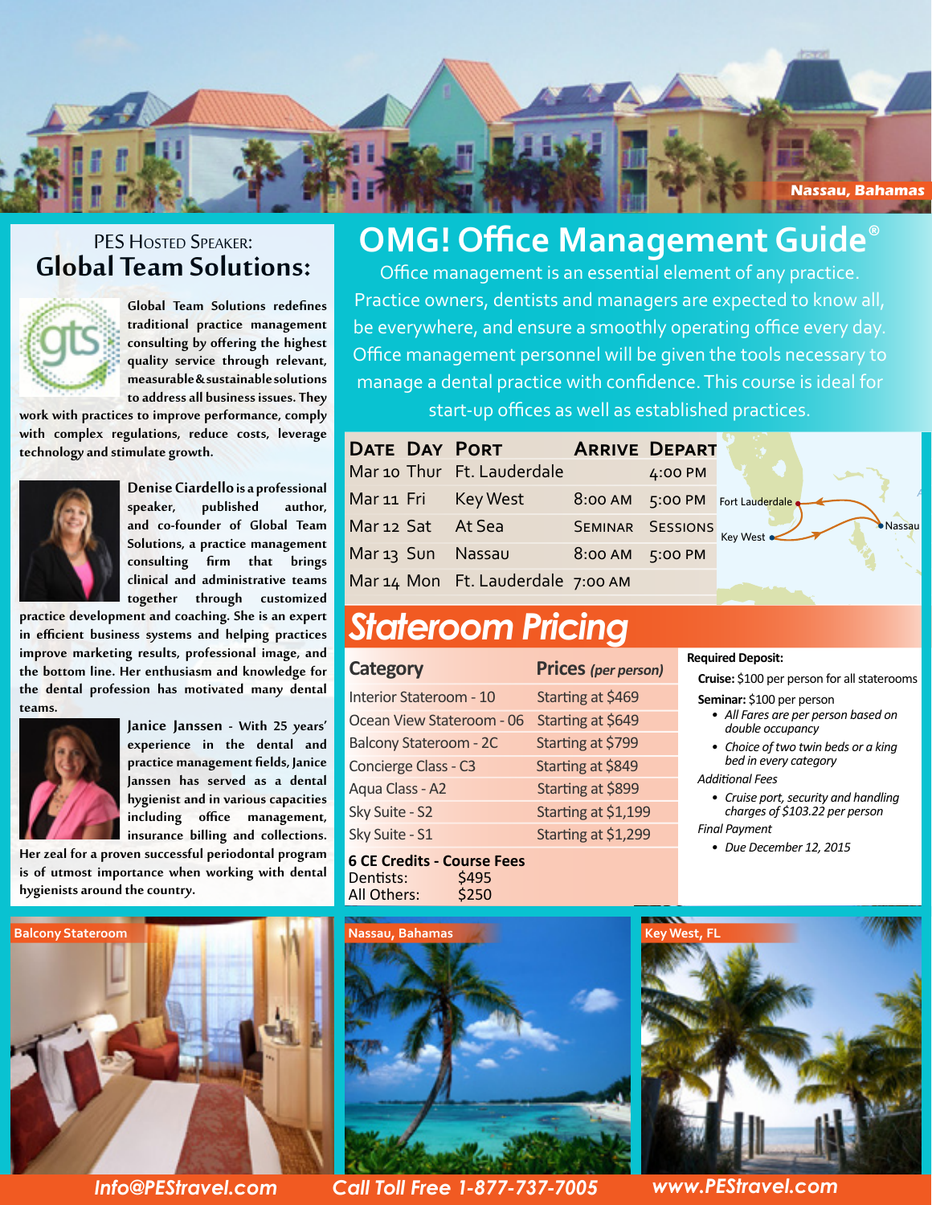Nassau, Bahamas

PES Hosted Speaker:

## Global Team Solutions:

**Global Team Solutions redefines traditional practice management consulting by offering the highest quality service through relevant, measurable & sustainable solutions to address all business issues. They work with practices to improve performance, comply with complex regulations, reduce costs, leverage technology and stimulate growth.**

**Denise Ciardello** is a professional speaker, published author, and co-founder of Global Team Solutions, a practice management consulting firm that brings clinical and administrative teams together through customized practice development and coaching. She is an expert in efficient business systems and helping practices improve marketing results, professional image, and the bottom line. Her enthusiasm and knowledge for the dental profession has motivated many dental teams.

**Janice Janssen** - With 25 years' experience in the dental and practice management fields, Janice Janssen has served as a dental hygienist and in various capacities including office management, insurance billing and collections. Her zeal for a proven successful periodontal program is of utmost importance when working with dental hygienists around the country.

# OMG! Office Management Guide®

Office management is an essential element of any practice. Practice owners, dentists and managers are expected to know all, be everywhere, and ensure a smoothly operating office every day. Office management personnel will be given the tools necessary to manage a dental practice with confidence. This course is ideal for start-up offices as well as established practices.

| Date | Day | Port | Arrive | Depart |
|---|---|---|---|---|
| Mar 10 | Thur | Ft. Lauderdale | | 4:00 PM |
| Mar 11 | Fri | Key West | 8:00 AM | 5:00 PM |
| Mar 12 | Sat | At Sea | Seminar | Sessions |
| Mar 13 | Sun | Nassau | 8:00 AM | 5:00 PM |
| Mar 14 | Mon | Ft. Lauderdale | 7:00 AM | |

Fort Lauderdale
Key West
Nassau

## Stateroom Pricing

| Category | Prices *(per person)* |
|---|---|
| Interior Stateroom - 10 | Starting at $469 |
| Ocean View Stateroom - 06 | Starting at $649 |
| Balcony Stateroom - 2C | Starting at $799 |
| Concierge Class - C3 | Starting at $849 |
| Aqua Class - A2 | Starting at $899 |
| Sky Suite - S2 | Starting at $1,199 |
| Sky Suite - S1 | Starting at $1,299 |

**6 CE Credits - Course Fees**

| | |
|---|---|
| Dentists: | $495 |
| All Others: | $250 |

**Required Deposit:**

**Cruise:** $100 per person for all staterooms

**Seminar:** $100 per person

- *All Fares are per person based on double occupancy*
- *Choice of two twin beds or a king bed in every category*

*Additional Fees*

- *Cruise port, security and handling charges of $103.22 per person*

*Final Payment*

- *Due December 12, 2015*

Balcony Stateroom

Nassau, Bahamas

Key West, FL

Info@PEStravel.com    Call Toll Free 1-877-737-7005    www.PEStravel.com